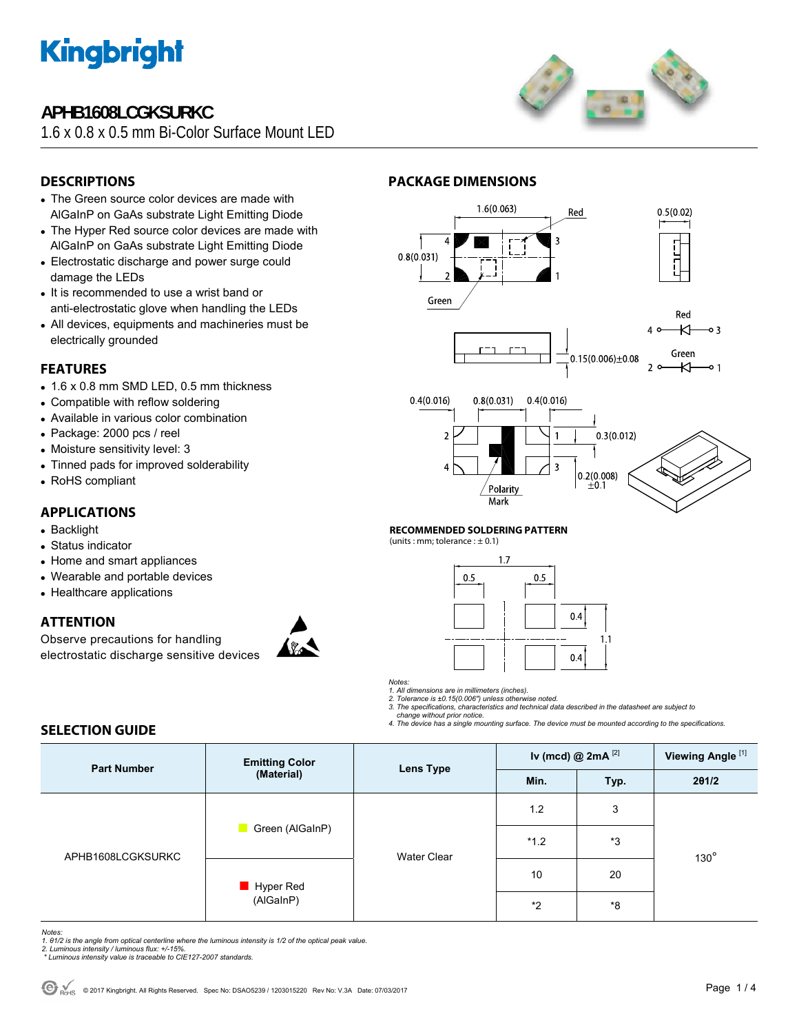# APHB1608LCGKSURKC

1.6 x 0.8 x 0.5 mm Bi-Color Surface Mount LED

## DESCRIPTIONS

- The Green source color devices are made with AlGaInP on GaAs substrate Light Emitting Diode
- The Hyper Red source color devices are made with AlGaInP on GaAs substrate Light Emitting Diode
- Electrostatic discharge and power surge could damage the LEDs
- It is recommended to use a wrist band or anti-electrostatic glove when handling the LEDs
- All devices, equipments and machineries must be electrically grounded

## FEATURES

- 1.6 x 0.8 mm SMD LED, 0.5 mm thickness
- Compatible with reflow soldering
- Available in various color combination
- Package: 2000 pcs / reel
- Moisture sensitivity level: 3
- Tinned pads for improved solderability
- RoHS compliant

## APPLICATIONS

- Backlight
- Status indicator
- Home and smart appliances
- Wearable and portable devices
- Healthcare applications

## ATTENTION

Observe precautions for handling electrostatic discharge sensitive devices

## PACKAGE DIMENSIONS

1.6(0.063) Red 0.5(0.02) 0.8(0.031) 4 3 2 1 Green

Red 4 3 Green 2 1

0.15(0.006)±0.08

0.4(0.016) 0.8(0.031) 0.4(0.016) 2 1 4 3 0.3(0.012) 0.2(0.008) ±0.1 Polarity Mark

**RECOMMENDED SOLDERING PATTERN**

(units : mm; tolerance : ± 0.1)

1.7 0.5 0.5 0.4 1.1 0.4

*Notes:*
*1. All dimensions are in millimeters (inches).*
*2. Tolerance is ±0.15(0.006") unless otherwise noted.*
*3. The specifications, characteristics and technical data described in the datasheet are subject to change without prior notice.*
*4. The device has a single mounting surface. The device must be mounted according to the specifications.*

## SELECTION GUIDE

| Part Number | Emitting Color (Material) | Lens Type | Iv (mcd) @ 2mA [2] | | Viewing Angle [1] |
|---|---|---|---|---|---|
| | | | Min. | Typ. | 2θ1/2 |
| APHB1608LCGKSURKC | Green (AlGaInP) | Water Clear | 1.2 | 3 | 130° |
| | | | *1.2 | *3 | |
| | Hyper Red (AlGaInP) | | 10 | 20 | |
| | | | *2 | *8 | |

*Notes:*
*1. θ1/2 is the angle from optical centerline where the luminous intensity is 1/2 of the optical peak value.*
*2. Luminous intensity / luminous flux: +/-15%.*
*\* Luminous intensity value is traceable to CIE127-2007 standards.*

© 2017 Kingbright. All Rights Reserved. Spec No: DSAO5239 / 1203015220 Rev No: V.3A Date: 07/03/2017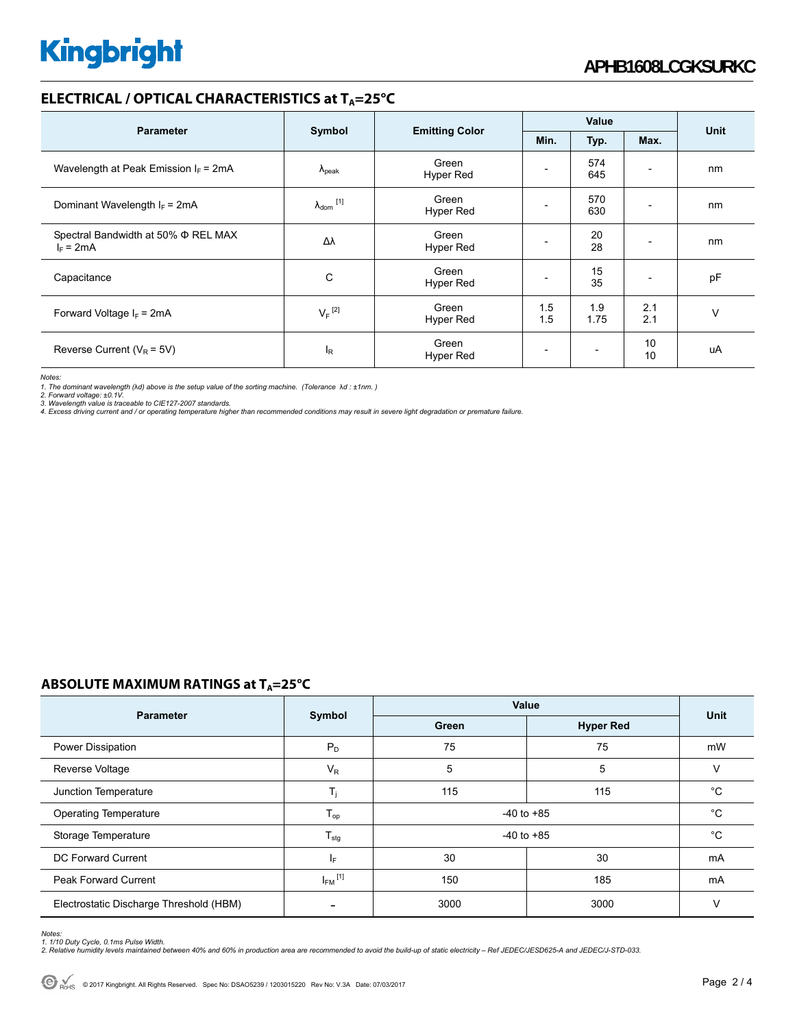## ELECTRICAL / OPTICAL CHARACTERISTICS at $T_A$=25°C

| Parameter | Symbol | Emitting Color | Value | | | Unit |
|---|---|---|---|---|---|---|
| | | | Min. | Typ. | Max. | |
| Wavelength at Peak Emission $I_F$ = 2mA | $\lambda_{peak}$ | Green<br>Hyper Red | - | 574<br>645 | - | nm |
| Dominant Wavelength $I_F$ = 2mA | $\lambda_{dom}$ [1] | Green<br>Hyper Red | - | 570<br>630 | - | nm |
| Spectral Bandwidth at 50% Φ REL MAX $I_F$ = 2mA | Δλ | Green<br>Hyper Red | - | 20<br>28 | - | nm |
| Capacitance | C | Green<br>Hyper Red | - | 15<br>35 | - | pF |
| Forward Voltage $I_F$ = 2mA | $V_F$ [2] | Green<br>Hyper Red | 1.5<br>1.5 | 1.9<br>1.75 | 2.1<br>2.1 | V |
| Reverse Current ($V_R$ = 5V) | $I_R$ | Green<br>Hyper Red | - | - | 10<br>10 | uA |

*Notes:*
*1. The dominant wavelength (λd) above is the setup value of the sorting machine. (Tolerance λd : ±1nm. )*
*2. Forward voltage: ±0.1V.*
*3. Wavelength value is traceable to CIE127-2007 standards.*
*4. Excess driving current and / or operating temperature higher than recommended conditions may result in severe light degradation or premature failure.*

## ABSOLUTE MAXIMUM RATINGS at $T_A$=25°C

| Parameter | Symbol | Value | | Unit |
|---|---|---|---|---|
| | | Green | Hyper Red | |
| Power Dissipation | $P_D$ | 75 | 75 | mW |
| Reverse Voltage | $V_R$ | 5 | 5 | V |
| Junction Temperature | $T_j$ | 115 | 115 | °C |
| Operating Temperature | $T_{op}$ | -40 to +85 | | °C |
| Storage Temperature | $T_{stg}$ | -40 to +85 | | °C |
| DC Forward Current | $I_F$ | 30 | 30 | mA |
| Peak Forward Current | $I_{FM}$ [1] | 150 | 185 | mA |
| Electrostatic Discharge Threshold (HBM) | - | 3000 | 3000 | V |

*Notes:*
*1. 1/10 Duty Cycle, 0.1ms Pulse Width.*
*2. Relative humidity levels maintained between 40% and 60% in production area are recommended to avoid the build-up of static electricity – Ref JEDEC/JESD625-A and JEDEC/J-STD-033.*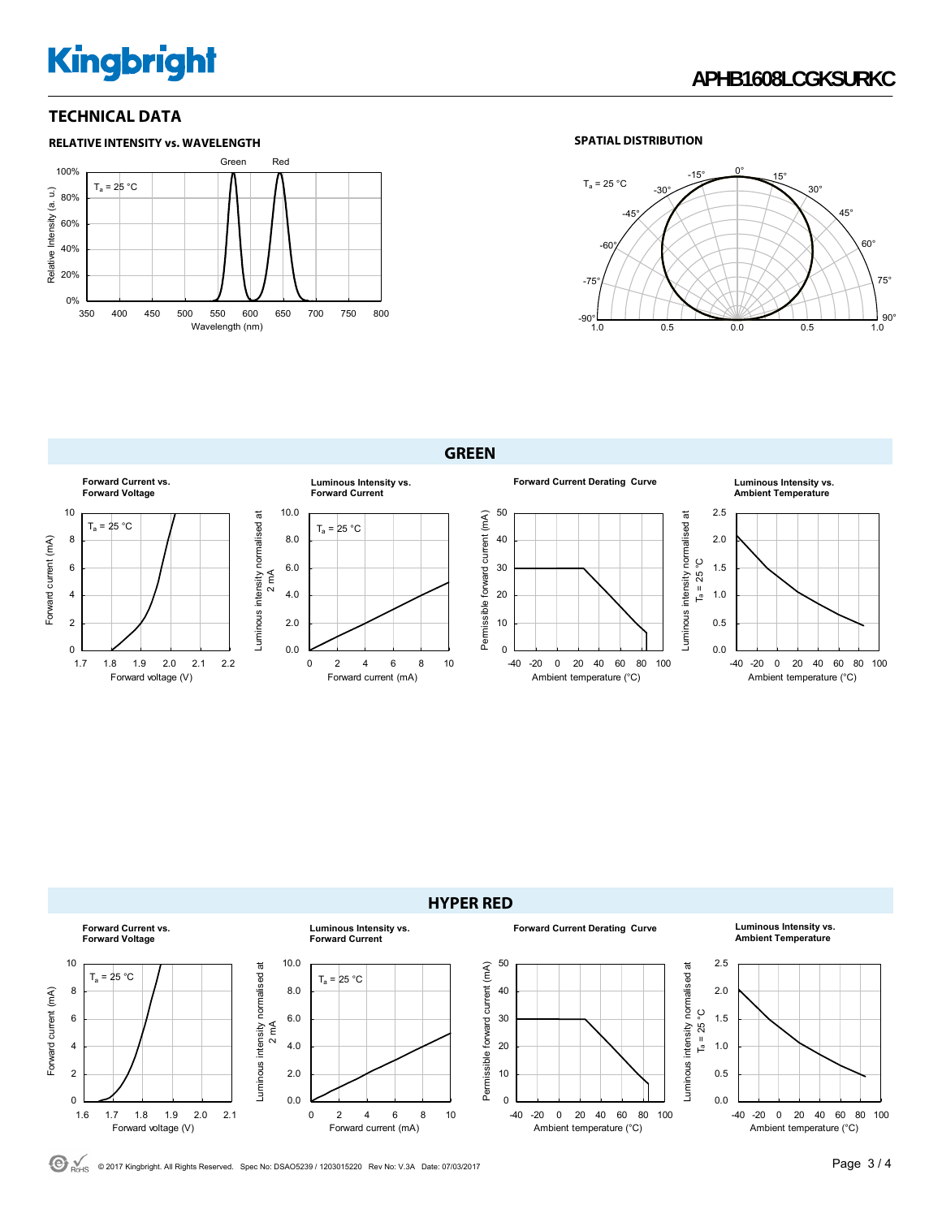# TECHNICAL DATA

### RELATIVE INTENSITY vs. WAVELENGTH

Green Red

$T_a$ = 25 °C

Relative Intensity (a. u.)

Wavelength (nm)

### SPATIAL DISTRIBUTION

$T_a$ = 25 °C

## GREEN

**Forward Current vs. Forward Voltage**

$T_a$ = 25 °C

Forward current (mA)

Forward voltage (V)

**Luminous Intensity vs. Forward Current**

$T_a$ = 25 °C

Luminous intensity normalised at 2 mA

Forward current (mA)

**Forward Current Derating Curve**

Permissible forward current (mA)

Ambient temperature (°C)

**Luminous Intensity vs. Ambient Temperature**

Luminous intensity normalised at $T_a$ = 25 °C

Ambient temperature (°C)

## HYPER RED

**Forward Current vs. Forward Voltage**

$T_a$ = 25 °C

Forward current (mA)

Forward voltage (V)

**Luminous Intensity vs. Forward Current**

$T_a$ = 25 °C

Luminous intensity normalised at 2 mA

Forward current (mA)

**Forward Current Derating Curve**

Permissible forward current (mA)

Ambient temperature (°C)

**Luminous Intensity vs. Ambient Temperature**

Luminous intensity normalised at $T_a$ = 25 °C

Ambient temperature (°C)

© 2017 Kingbright. All Rights Reserved. Spec No: DSAO5239 / 1203015220 Rev No: V.3A Date: 07/03/2017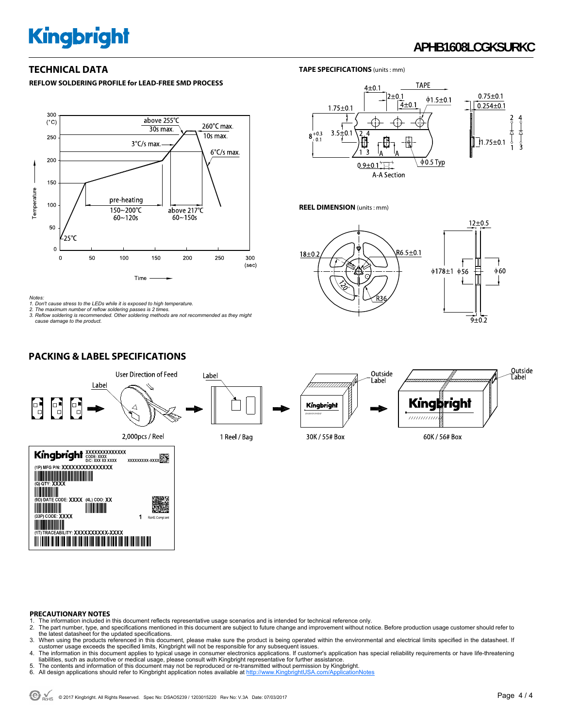## TECHNICAL DATA

### REFLOW SOLDERING PROFILE for LEAD-FREE SMD PROCESS

300
(°C)
250
200
150
100
50
0
Temperature
0 50 100 150 200 250 300 (sec)
Time
above 255°C
30s max.
260°C max.
10s max.
3°C/s max.
6°C/s max.
pre-heating
150~200°C
60~120s
above 217°C
60~150s
25°C

*Notes:*
*1. Don't cause stress to the LEDs while it is exposed to high temperature.*
*2. The maximum number of reflow soldering passes is 2 times.*
*3. Reflow soldering is recommended. Other soldering methods are not recommended as they might cause damage to the product.*

### TAPE SPECIFICATIONS (units : mm)

TAPE
4±0.1
2±0.1
4±0.1
ϕ1.5±0.1
1.75±0.1
8 +0.3 -0.1
3.5±0.1
2 4
1 3
A A
ϕ0.5 Typ
0.9±0.1
A-A Section
0.75±0.1
0.254±0.1
1.75±0.1
2 4
1 3

### REEL DIMENSION (units : mm)

12±0.5
18±0.2
R6.5±0.1
120°
R36
ϕ178±1
ϕ56
ϕ60
9±0.2

## PACKING & LABEL SPECIFICATIONS

User Direction of Feed
Label
Label
Outside Label
Outside Label
Kingbright
2,000pcs / Reel
1 Reel / Bag
30K / 55# Box
60K / 56# Box

Kingbright XXXXXXXXXXXXXX
CODE: XXXX
D/C: XXX XX XXXX
XXXXXXXXX-XXXX
(1P) MFG P/N: XXXXXXXXXXXXXXX
(Q) QTY: XXXX
(9D) DATE CODE: XXXX (4L) COO: XX
(33P) CODE: XXXX
1 RoHS Compliant
(1T) TRACEABILITY: XXXXXXXXXX-XXXX

### PRECAUTIONARY NOTES

1. The information included in this document reflects representative usage scenarios and is intended for technical reference only.
2. The part number, type, and specifications mentioned in this document are subject to future change and improvement without notice. Before production usage customer should refer to the latest datasheet for the updated specifications.
3. When using the products referenced in this document, please make sure the product is being operated within the environmental and electrical limits specified in the datasheet. If customer usage exceeds the specified limits, Kingbright will not be responsible for any subsequent issues.
4. The information in this document applies to typical usage in consumer electronics applications. If customer's application has special reliability requirements or have life-threatening liabilities, such as automotive or medical usage, please consult with Kingbright representative for further assistance.
5. The contents and information of this document may not be reproduced or re-transmitted without permission by Kingbright.
6. All design applications should refer to Kingbright application notes available at http://www.KingbrightUSA.com/ApplicationNotes

© 2017 Kingbright. All Rights Reserved. Spec No: DSAO5239 / 1203015220 Rev No: V.3A Date: 07/03/2017